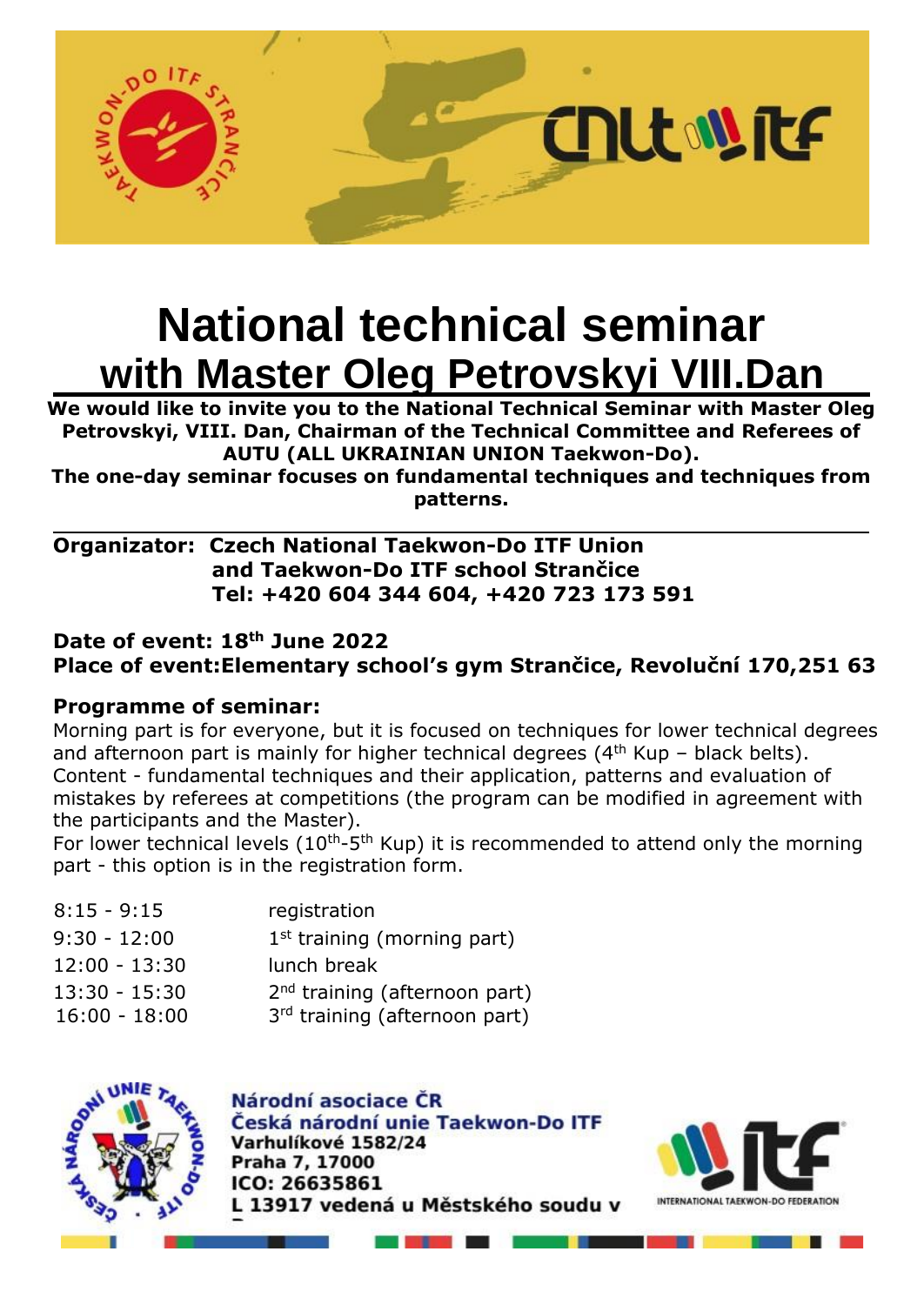# National technical seminar

## with Master Oleg Petrovskyi VIII.Dan

**We would like to invite you to the National Technical Seminar with Master Oleg Petrovskyi, VIII. Dan, Chairman of the Technical Committee and Referees of AUTU (ALL UKRAINIAN UNION Taekwon-Do).**
**The one-day seminar focuses on fundamental techniques and techniques from patterns.**

---

**Organizator: Czech National Taekwon-Do ITF Union**
**and Taekwon-Do ITF school Strančice**
**Tel: +420 604 344 604, +420 723 173 591**

**Date of event: 18th June 2022**
**Place of event:Elementary school's gym Strančice, Revoluční 170,251 63**

**Programme of seminar:**

Morning part is for everyone, but it is focused on techniques for lower technical degrees and afternoon part is mainly for higher technical degrees (4th Kup – black belts).
Content - fundamental techniques and their application, patterns and evaluation of mistakes by referees at competitions (the program can be modified in agreement with the participants and the Master).
For lower technical levels (10th-5th Kup) it is recommended to attend only the morning part - this option is in the registration form.

| | |
|---|---|
| 8:15 - 9:15 | registration |
| 9:30 - 12:00 | 1st training (morning part) |
| 12:00 - 13:30 | lunch break |
| 13:30 - 15:30 | 2nd training (afternoon part) |
| 16:00 - 18:00 | 3rd training (afternoon part) |

**Národní asociace ČR**
**Česká národní unie Taekwon-Do ITF**
**Varhulíkové 1582/24**
**Praha 7, 17000**
**ICO: 26635861**
**L 13917 vedená u Městského soudu v**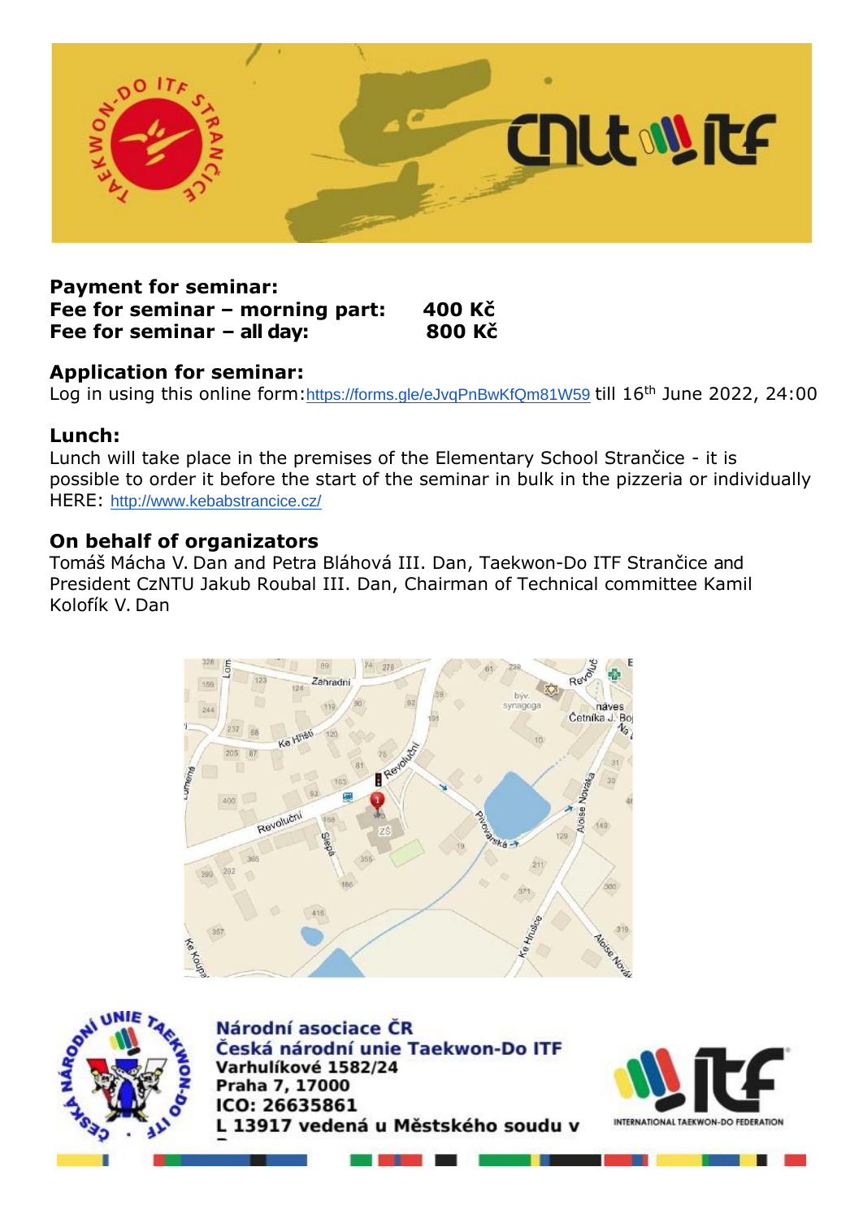**Payment for seminar:**
**Fee for seminar – morning part: 400 Kč**
**Fee for seminar – all day: 800 Kč**

## Application for seminar:

Log in using this online form: https://forms.gle/eJvqPnBwKfQm81W59 till 16th June 2022, 24:00

## Lunch:

Lunch will take place in the premises of the Elementary School Strančice - it is possible to order it before the start of the seminar in bulk in the pizzeria or individually HERE: http://www.kebabstrancice.cz/

## On behalf of organizators

Tomáš Mácha V. Dan and Petra Bláhová III. Dan, Taekwon-Do ITF Strančice and President CzNTU Jakub Roubal III. Dan, Chairman of Technical committee Kamil Kolofík V. Dan

**Národní asociace ČR**
**Česká národní unie Taekwon-Do ITF**
**Varhulíkové 1582/24**
**Praha 7, 17000**
**ICO: 26635861**
**L 13917 vedená u Městského soudu v**